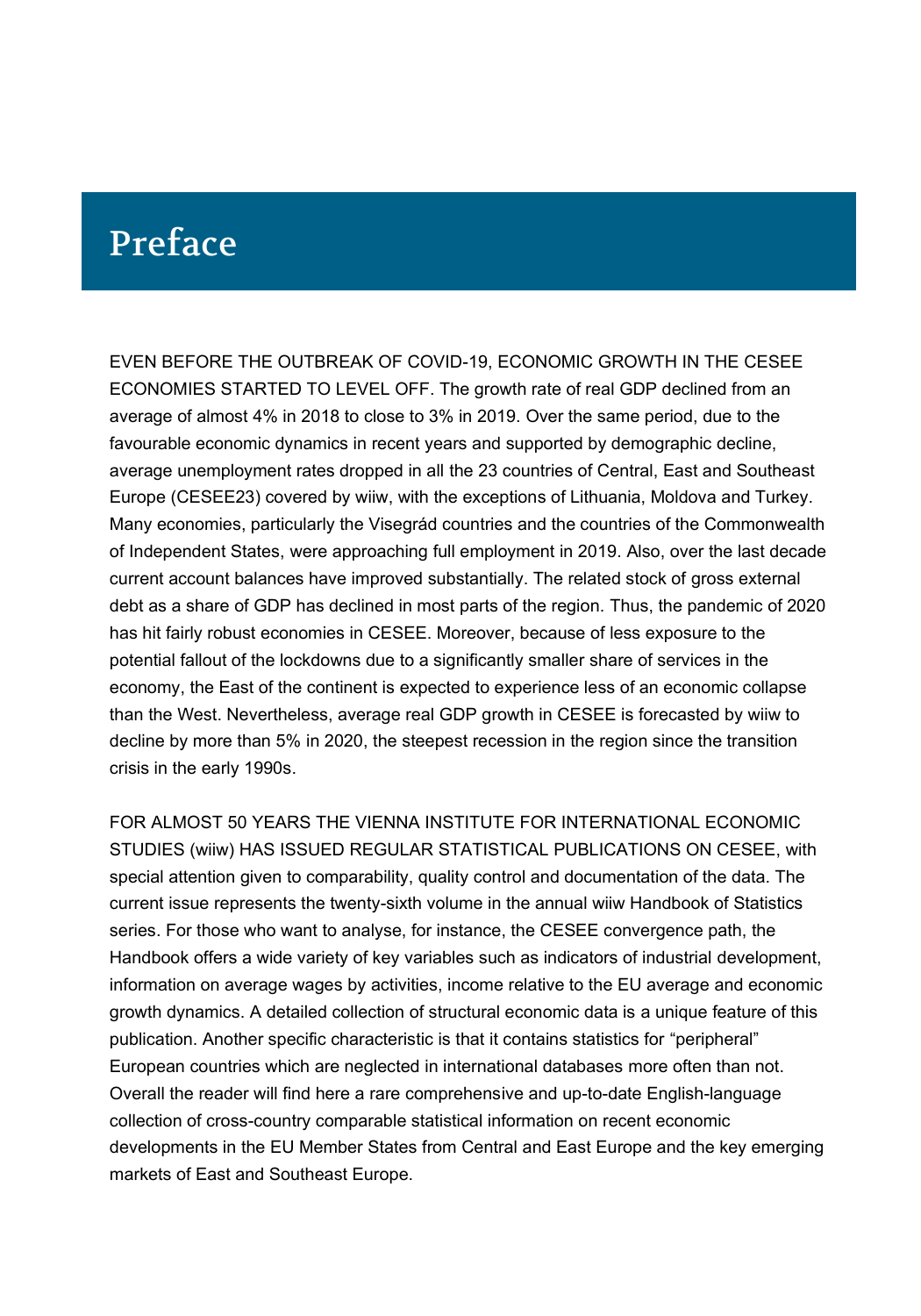# Preface

EVEN BEFORE THE OUTBREAK OF COVID-19, ECONOMIC GROWTH IN THE CESEE ECONOMIES STARTED TO LEVEL OFF. The growth rate of real GDP declined from an average of almost 4% in 2018 to close to 3% in 2019. Over the same period, due to the favourable economic dynamics in recent years and supported by demographic decline, average unemployment rates dropped in all the 23 countries of Central, East and Southeast Europe (CESEE23) covered by wiiw, with the exceptions of Lithuania, Moldova and Turkey. Many economies, particularly the Visegrád countries and the countries of the Commonwealth of Independent States, were approaching full employment in 2019. Also, over the last decade current account balances have improved substantially. The related stock of gross external debt as a share of GDP has declined in most parts of the region. Thus, the pandemic of 2020 has hit fairly robust economies in CESEE. Moreover, because of less exposure to the potential fallout of the lockdowns due to a significantly smaller share of services in the economy, the East of the continent is expected to experience less of an economic collapse than the West. Nevertheless, average real GDP growth in CESEE is forecasted by wiiw to decline by more than 5% in 2020, the steepest recession in the region since the transition crisis in the early 1990s.

FOR ALMOST 50 YEARS THE VIENNA INSTITUTE FOR INTERNATIONAL ECONOMIC STUDIES (wiiw) HAS ISSUED REGULAR STATISTICAL PUBLICATIONS ON CESEE, with special attention given to comparability, quality control and documentation of the data. The current issue represents the twenty-sixth volume in the annual wiiw Handbook of Statistics series. For those who want to analyse, for instance, the CESEE convergence path, the Handbook offers a wide variety of key variables such as indicators of industrial development, information on average wages by activities, income relative to the EU average and economic growth dynamics. A detailed collection of structural economic data is a unique feature of this publication. Another specific characteristic is that it contains statistics for "peripheral" European countries which are neglected in international databases more often than not. Overall the reader will find here a rare comprehensive and up-to-date English-language collection of cross-country comparable statistical information on recent economic developments in the EU Member States from Central and East Europe and the key emerging markets of East and Southeast Europe.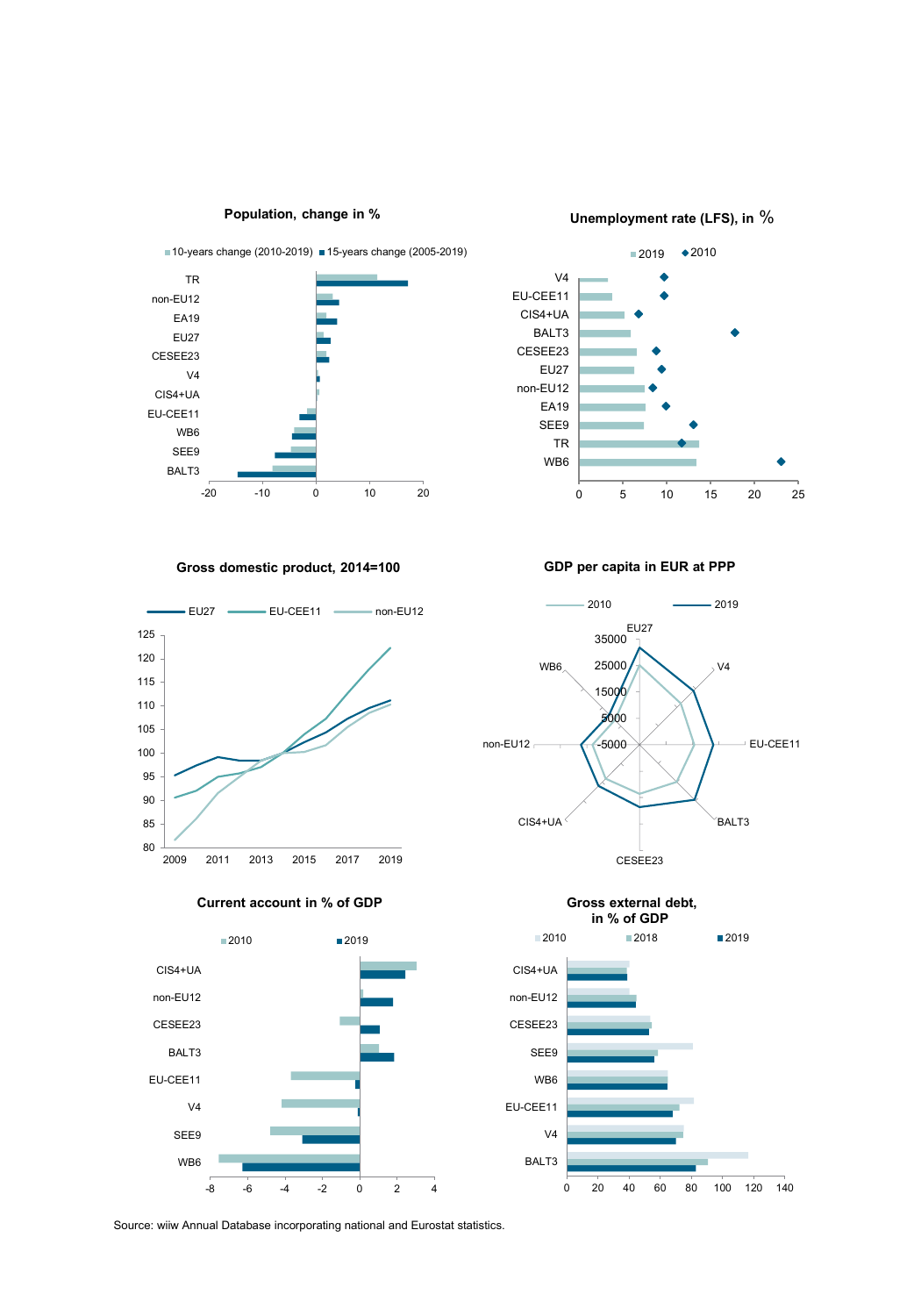Population, change in %

10-years change (2010-2019) | 15-years change (2005-2019)

TR, non-EU12, EA19, EU27, CESEE23, V4, CIS4+UA, EU-CEE11, WB6, SEE9, BALT3

Unemployment rate (LFS), in %

2019 | 2010

V4, EU-CEE11, CIS4+UA, BALT3, CESEE23, EU27, non-EU12, EA19, SEE9, TR, WB6

Gross domestic product, 2014=100

EU27 | EU-CEE11 | non-EU12

GDP per capita in EUR at PPP

2010 | 2019

EU27, V4, EU-CEE11, BALT3, CESEE23, CIS4+UA, non-EU12, WB6

Current account in % of GDP

2010 | 2019

CIS4+UA, non-EU12, CESEE23, BALT3, EU-CEE11, V4, SEE9, WB6

Gross external debt, in % of GDP

2010 | 2018 | 2019

CIS4+UA, non-EU12, CESEE23, SEE9, WB6, EU-CEE11, V4, BALT3

Source: wiiw Annual Database incorporating national and Eurostat statistics.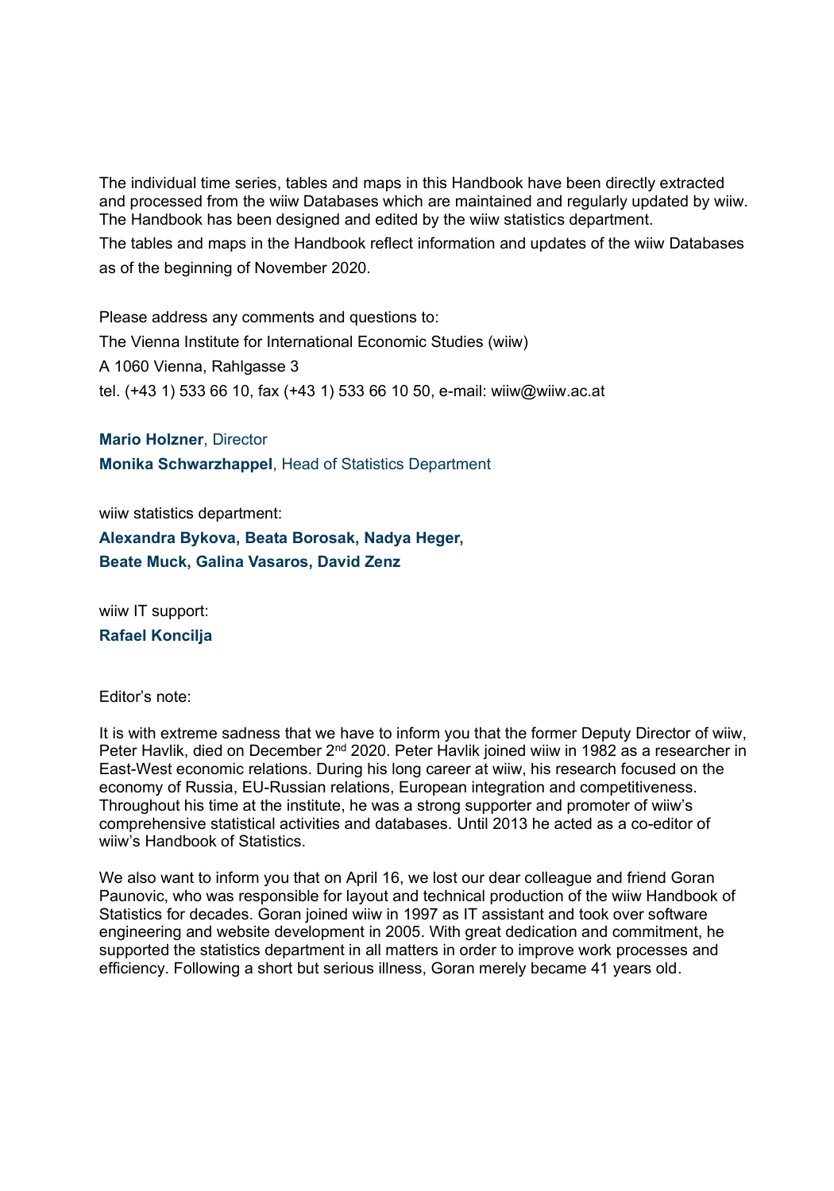The individual time series, tables and maps in this Handbook have been directly extracted and processed from the wiiw Databases which are maintained and regularly updated by wiiw. The Handbook has been designed and edited by the wiiw statistics department.

The tables and maps in the Handbook reflect information and updates of the wiiw Databases as of the beginning of November 2020.

Please address any comments and questions to:

The Vienna Institute for International Economic Studies (wiiw)

A 1060 Vienna, Rahlgasse 3

tel. (+43 1) 533 66 10, fax (+43 1) 533 66 10 50, e-mail: wiiw@wiiw.ac.at

**Mario Holzner**, Director

**Monika Schwarzhappel**, Head of Statistics Department

wiiw statistics department:

**Alexandra Bykova, Beata Borosak, Nadya Heger,**
**Beate Muck, Galina Vasaros, David Zenz**

wiiw IT support:

**Rafael Koncilja**

Editor's note:

It is with extreme sadness that we have to inform you that the former Deputy Director of wiiw, Peter Havlik, died on December 2nd 2020. Peter Havlik joined wiiw in 1982 as a researcher in East-West economic relations. During his long career at wiiw, his research focused on the economy of Russia, EU-Russian relations, European integration and competitiveness. Throughout his time at the institute, he was a strong supporter and promoter of wiiw's comprehensive statistical activities and databases. Until 2013 he acted as a co-editor of wiiw's Handbook of Statistics.

We also want to inform you that on April 16, we lost our dear colleague and friend Goran Paunovic, who was responsible for layout and technical production of the wiiw Handbook of Statistics for decades. Goran joined wiiw in 1997 as IT assistant and took over software engineering and website development in 2005. With great dedication and commitment, he supported the statistics department in all matters in order to improve work processes and efficiency. Following a short but serious illness, Goran merely became 41 years old.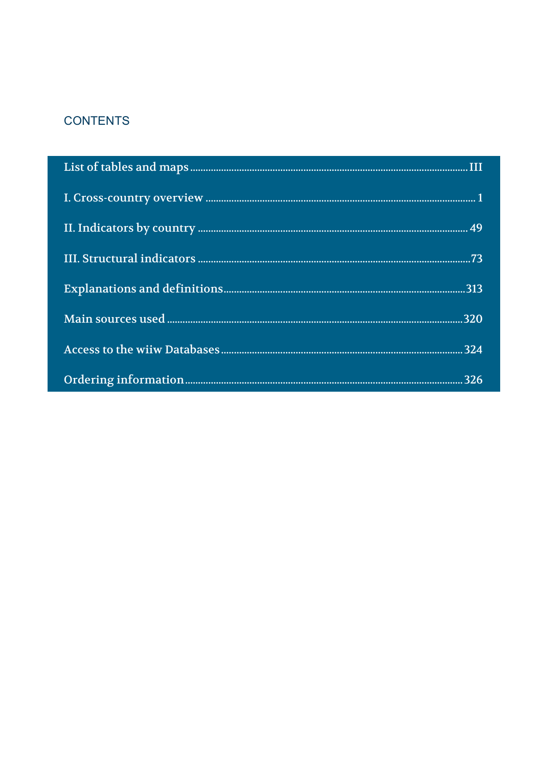## CONTENTS

| | |
|---|---|
| List of tables and maps | III |
| I. Cross-country overview | 1 |
| II. Indicators by country | 49 |
| III. Structural indicators | 73 |
| Explanations and definitions | 313 |
| Main sources used | 320 |
| Access to the wiiw Databases | 324 |
| Ordering information | 326 |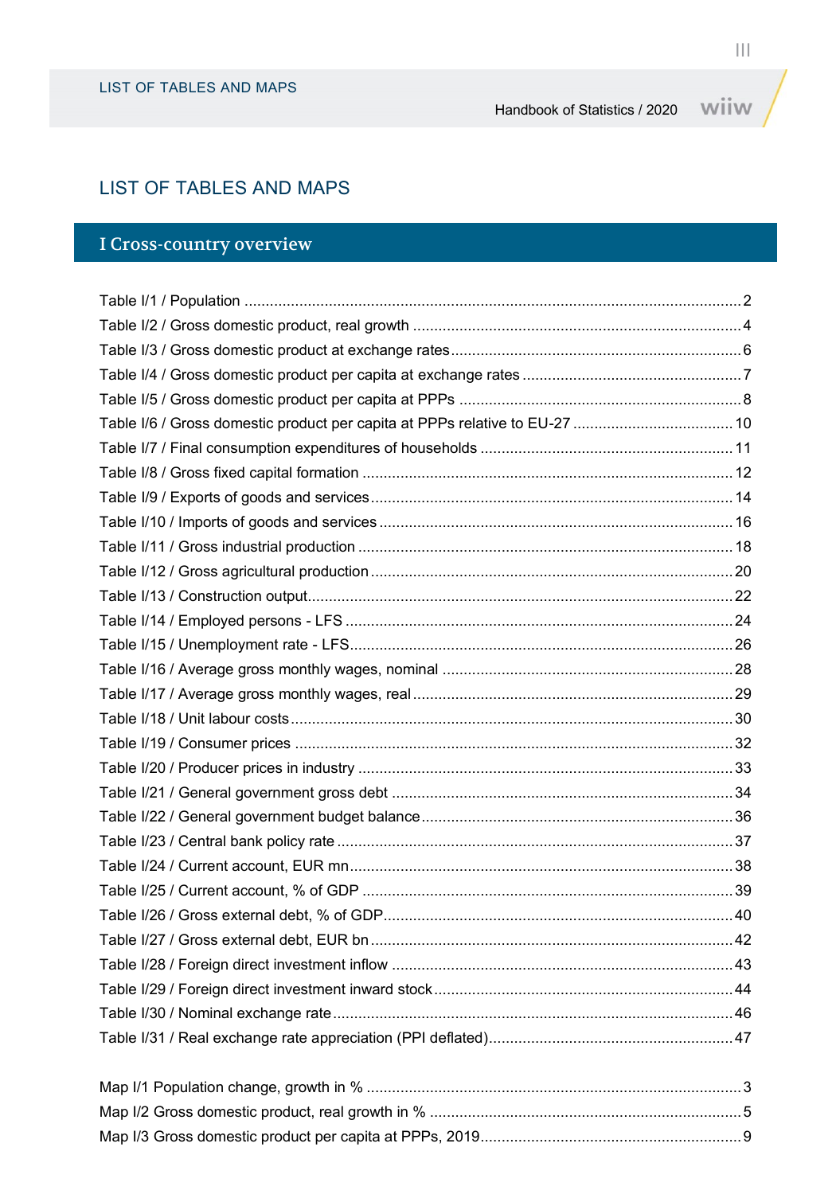## LIST OF TABLES AND MAPS

### I Cross-country overview

Table I/1 / Population ........................................................................................................ 2
Table I/2 / Gross domestic product, real growth ............................................................... 4
Table I/3 / Gross domestic product at exchange rates ....................................................... 6
Table I/4 / Gross domestic product per capita at exchange rates ...................................... 7
Table I/5 / Gross domestic product per capita at PPPs ..................................................... 8
Table I/6 / Gross domestic product per capita at PPPs relative to EU-27 ........................ 10
Table I/7 / Final consumption expenditures of households .............................................. 11
Table I/8 / Gross fixed capital formation .......................................................................... 12
Table I/9 / Exports of goods and services ........................................................................ 14
Table I/10 / Imports of goods and services ...................................................................... 16
Table I/11 / Gross industrial production ........................................................................... 18
Table I/12 / Gross agricultural production ........................................................................ 20
Table I/13 / Construction output ....................................................................................... 22
Table I/14 / Employed persons - LFS .............................................................................. 24
Table I/15 / Unemployment rate - LFS ............................................................................. 26
Table I/16 / Average gross monthly wages, nominal ....................................................... 28
Table I/17 / Average gross monthly wages, real .............................................................. 29
Table I/18 / Unit labour costs ........................................................................................... 30
Table I/19 / Consumer prices ........................................................................................... 32
Table I/20 / Producer prices in industry ........................................................................... 33
Table I/21 / General government gross debt ................................................................... 34
Table I/22 / General government budget balance ............................................................ 36
Table I/23 / Central bank policy rate ................................................................................ 37
Table I/24 / Current account, EUR mn ............................................................................. 38
Table I/25 / Current account, % of GDP .......................................................................... 39
Table I/26 / Gross external debt, % of GDP ..................................................................... 40
Table I/27 / Gross external debt, EUR bn ........................................................................ 42
Table I/28 / Foreign direct investment inflow ................................................................... 43
Table I/29 / Foreign direct investment inward stock ......................................................... 44
Table I/30 / Nominal exchange rate ................................................................................. 46
Table I/31 / Real exchange rate appreciation (PPI deflated) ............................................ 47

Map I/1 Population change, growth in % .......................................................................... 3
Map I/2 Gross domestic product, real growth in % ............................................................ 5
Map I/3 Gross domestic product per capita at PPPs, 2019 ................................................ 9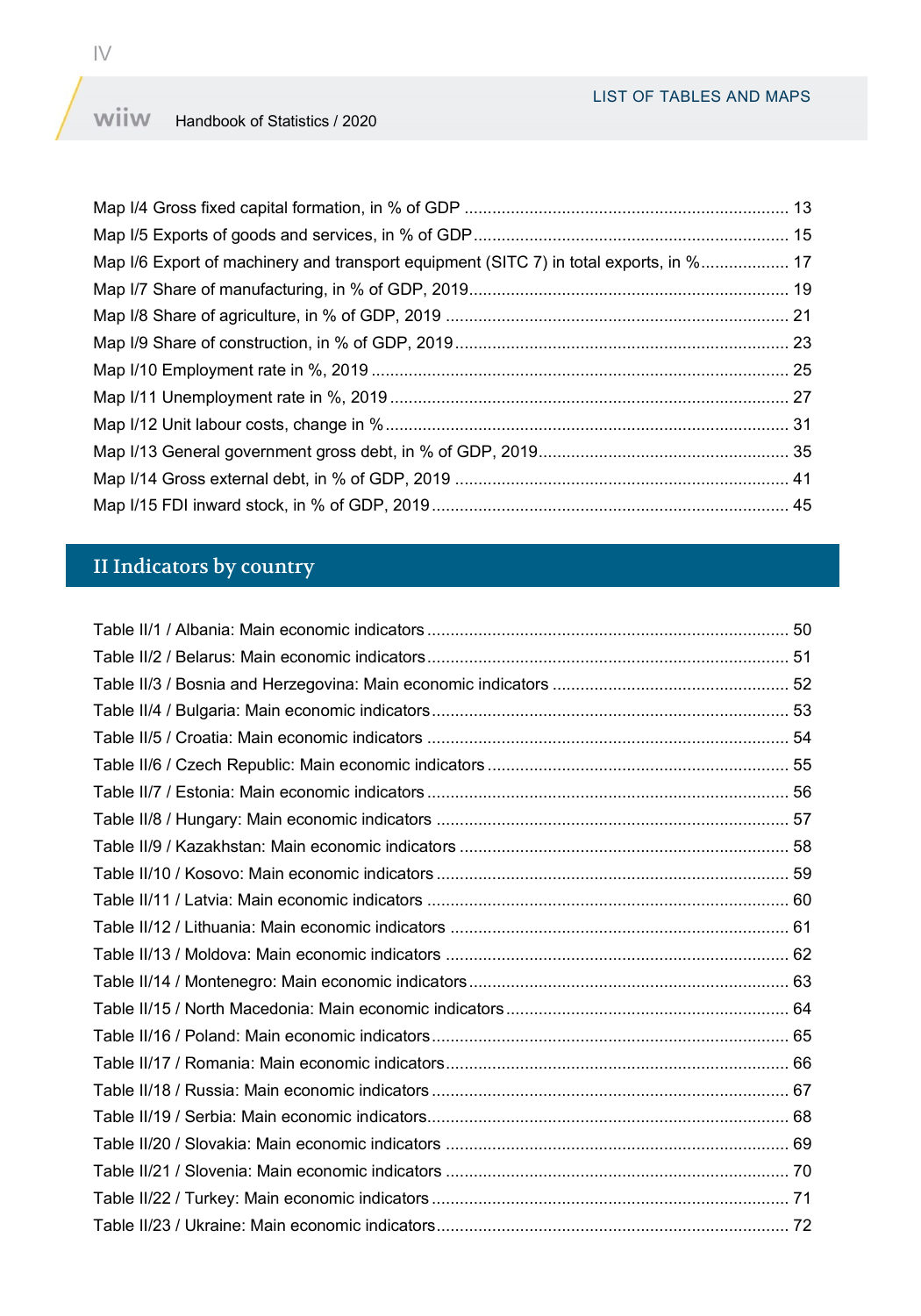Map I/4 Gross fixed capital formation, in % of GDP ..................................................................... 13
Map I/5 Exports of goods and services, in % of GDP ................................................................... 15
Map I/6 Export of machinery and transport equipment (SITC 7) in total exports, in % ................... 17
Map I/7 Share of manufacturing, in % of GDP, 2019 ..................................................................... 19
Map I/8 Share of agriculture, in % of GDP, 2019 .......................................................................... 21
Map I/9 Share of construction, in % of GDP, 2019 ........................................................................ 23
Map I/10 Employment rate in %, 2019 ........................................................................................... 25
Map I/11 Unemployment rate in %, 2019 ...................................................................................... 27
Map I/12 Unit labour costs, change in % ....................................................................................... 31
Map I/13 General government gross debt, in % of GDP, 2019 ...................................................... 35
Map I/14 Gross external debt, in % of GDP, 2019 ........................................................................ 41
Map I/15 FDI inward stock, in % of GDP, 2019 ............................................................................. 45

## II Indicators by country

Table II/1 / Albania: Main economic indicators ............................................................................. 50
Table II/2 / Belarus: Main economic indicators ............................................................................. 51
Table II/3 / Bosnia and Herzegovina: Main economic indicators .................................................. 52
Table II/4 / Bulgaria: Main economic indicators ............................................................................ 53
Table II/5 / Croatia: Main economic indicators ............................................................................. 54
Table II/6 / Czech Republic: Main economic indicators ................................................................ 55
Table II/7 / Estonia: Main economic indicators ............................................................................. 56
Table II/8 / Hungary: Main economic indicators ........................................................................... 57
Table II/9 / Kazakhstan: Main economic indicators ...................................................................... 58
Table II/10 / Kosovo: Main economic indicators ........................................................................... 59
Table II/11 / Latvia: Main economic indicators ............................................................................. 60
Table II/12 / Lithuania: Main economic indicators ........................................................................ 61
Table II/13 / Moldova: Main economic indicators ......................................................................... 62
Table II/14 / Montenegro: Main economic indicators .................................................................... 63
Table II/15 / North Macedonia: Main economic indicators ............................................................ 64
Table II/16 / Poland: Main economic indicators ............................................................................ 65
Table II/17 / Romania: Main economic indicators ......................................................................... 66
Table II/18 / Russia: Main economic indicators ............................................................................ 67
Table II/19 / Serbia: Main economic indicators ............................................................................. 68
Table II/20 / Slovakia: Main economic indicators ......................................................................... 69
Table II/21 / Slovenia: Main economic indicators ......................................................................... 70
Table II/22 / Turkey: Main economic indicators ............................................................................ 71
Table II/23 / Ukraine: Main economic indicators ........................................................................... 72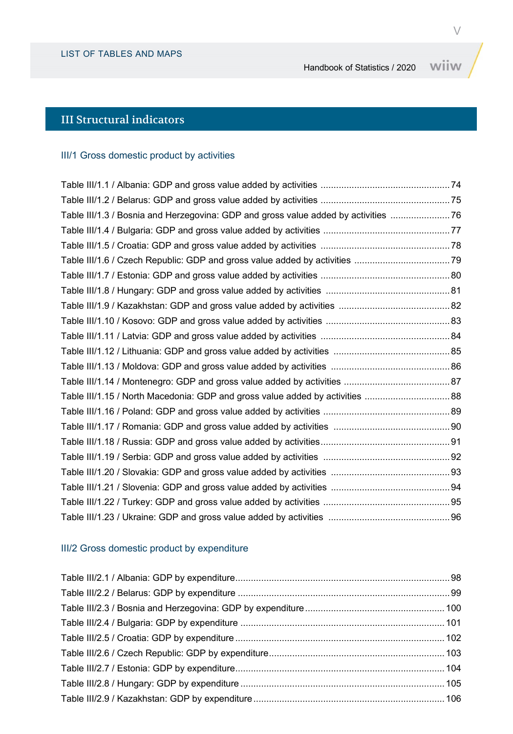# III Structural indicators

## III/1 Gross domestic product by activities

Table III/1.1 / Albania: GDP and gross value added by activities ..... 74
Table III/1.2 / Belarus: GDP and gross value added by activities ..... 75
Table III/1.3 / Bosnia and Herzegovina: GDP and gross value added by activities ..... 76
Table III/1.4 / Bulgaria: GDP and gross value added by activities ..... 77
Table III/1.5 / Croatia: GDP and gross value added by activities ..... 78
Table III/1.6 / Czech Republic: GDP and gross value added by activities ..... 79
Table III/1.7 / Estonia: GDP and gross value added by activities ..... 80
Table III/1.8 / Hungary: GDP and gross value added by activities ..... 81
Table III/1.9 / Kazakhstan: GDP and gross value added by activities ..... 82
Table III/1.10 / Kosovo: GDP and gross value added by activities ..... 83
Table III/1.11 / Latvia: GDP and gross value added by activities ..... 84
Table III/1.12 / Lithuania: GDP and gross value added by activities ..... 85
Table III/1.13 / Moldova: GDP and gross value added by activities ..... 86
Table III/1.14 / Montenegro: GDP and gross value added by activities ..... 87
Table III/1.15 / North Macedonia: GDP and gross value added by activities ..... 88
Table III/1.16 / Poland: GDP and gross value added by activities ..... 89
Table III/1.17 / Romania: GDP and gross value added by activities ..... 90
Table III/1.18 / Russia: GDP and gross value added by activities ..... 91
Table III/1.19 / Serbia: GDP and gross value added by activities ..... 92
Table III/1.20 / Slovakia: GDP and gross value added by activities ..... 93
Table III/1.21 / Slovenia: GDP and gross value added by activities ..... 94
Table III/1.22 / Turkey: GDP and gross value added by activities ..... 95
Table III/1.23 / Ukraine: GDP and gross value added by activities ..... 96

## III/2 Gross domestic product by expenditure

Table III/2.1 / Albania: GDP by expenditure ..... 98
Table III/2.2 / Belarus: GDP by expenditure ..... 99
Table III/2.3 / Bosnia and Herzegovina: GDP by expenditure ..... 100
Table III/2.4 / Bulgaria: GDP by expenditure ..... 101
Table III/2.5 / Croatia: GDP by expenditure ..... 102
Table III/2.6 / Czech Republic: GDP by expenditure ..... 103
Table III/2.7 / Estonia: GDP by expenditure ..... 104
Table III/2.8 / Hungary: GDP by expenditure ..... 105
Table III/2.9 / Kazakhstan: GDP by expenditure ..... 106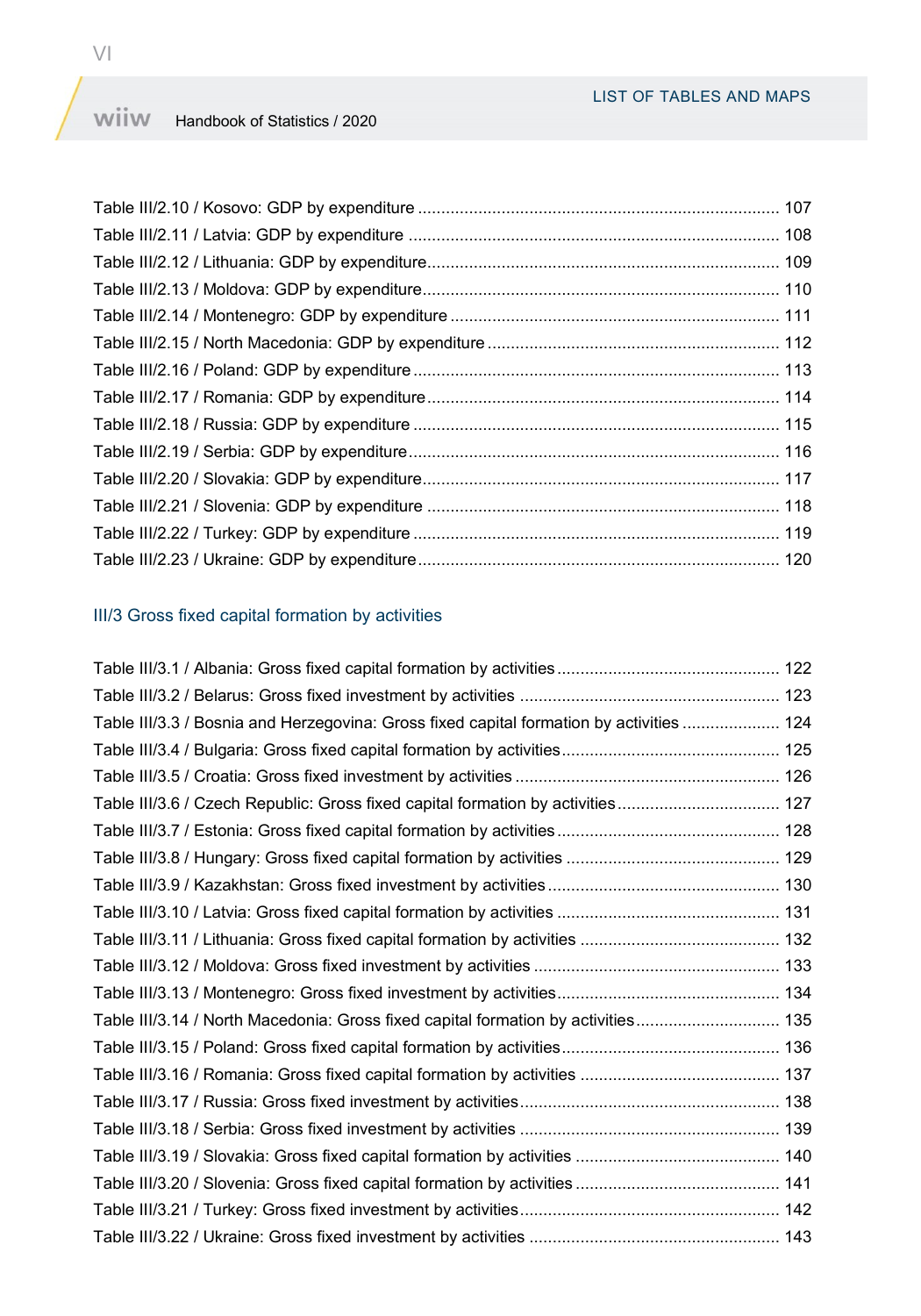Table III/2.10 / Kosovo: GDP by expenditure ............................................................................. 107
Table III/2.11 / Latvia: GDP by expenditure ............................................................................... 108
Table III/2.12 / Lithuania: GDP by expenditure........................................................................... 109
Table III/2.13 / Moldova: GDP by expenditure............................................................................ 110
Table III/2.14 / Montenegro: GDP by expenditure ...................................................................... 111
Table III/2.15 / North Macedonia: GDP by expenditure .............................................................. 112
Table III/2.16 / Poland: GDP by expenditure .............................................................................. 113
Table III/2.17 / Romania: GDP by expenditure ........................................................................... 114
Table III/2.18 / Russia: GDP by expenditure .............................................................................. 115
Table III/2.19 / Serbia: GDP by expenditure ............................................................................... 116
Table III/2.20 / Slovakia: GDP by expenditure ............................................................................ 117
Table III/2.21 / Slovenia: GDP by expenditure ........................................................................... 118
Table III/2.22 / Turkey: GDP by expenditure .............................................................................. 119
Table III/2.23 / Ukraine: GDP by expenditure ............................................................................. 120

## III/3 Gross fixed capital formation by activities

Table III/3.1 / Albania: Gross fixed capital formation by activities ................................................ 122
Table III/3.2 / Belarus: Gross fixed investment by activities ........................................................ 123
Table III/3.3 / Bosnia and Herzegovina: Gross fixed capital formation by activities ..................... 124
Table III/3.4 / Bulgaria: Gross fixed capital formation by activities ............................................... 125
Table III/3.5 / Croatia: Gross fixed investment by activities ......................................................... 126
Table III/3.6 / Czech Republic: Gross fixed capital formation by activities ................................... 127
Table III/3.7 / Estonia: Gross fixed capital formation by activities ................................................ 128
Table III/3.8 / Hungary: Gross fixed capital formation by activities .............................................. 129
Table III/3.9 / Kazakhstan: Gross fixed investment by activities .................................................. 130
Table III/3.10 / Latvia: Gross fixed capital formation by activities ................................................ 131
Table III/3.11 / Lithuania: Gross fixed capital formation by activities ........................................... 132
Table III/3.12 / Moldova: Gross fixed investment by activities ..................................................... 133
Table III/3.13 / Montenegro: Gross fixed investment by activities ................................................ 134
Table III/3.14 / North Macedonia: Gross fixed capital formation by activities ............................... 135
Table III/3.15 / Poland: Gross fixed capital formation by activities ............................................... 136
Table III/3.16 / Romania: Gross fixed capital formation by activities ........................................... 137
Table III/3.17 / Russia: Gross fixed investment by activities ........................................................ 138
Table III/3.18 / Serbia: Gross fixed investment by activities ........................................................ 139
Table III/3.19 / Slovakia: Gross fixed capital formation by activities ............................................ 140
Table III/3.20 / Slovenia: Gross fixed capital formation by activities ............................................ 141
Table III/3.21 / Turkey: Gross fixed investment by activities ........................................................ 142
Table III/3.22 / Ukraine: Gross fixed investment by activities ...................................................... 143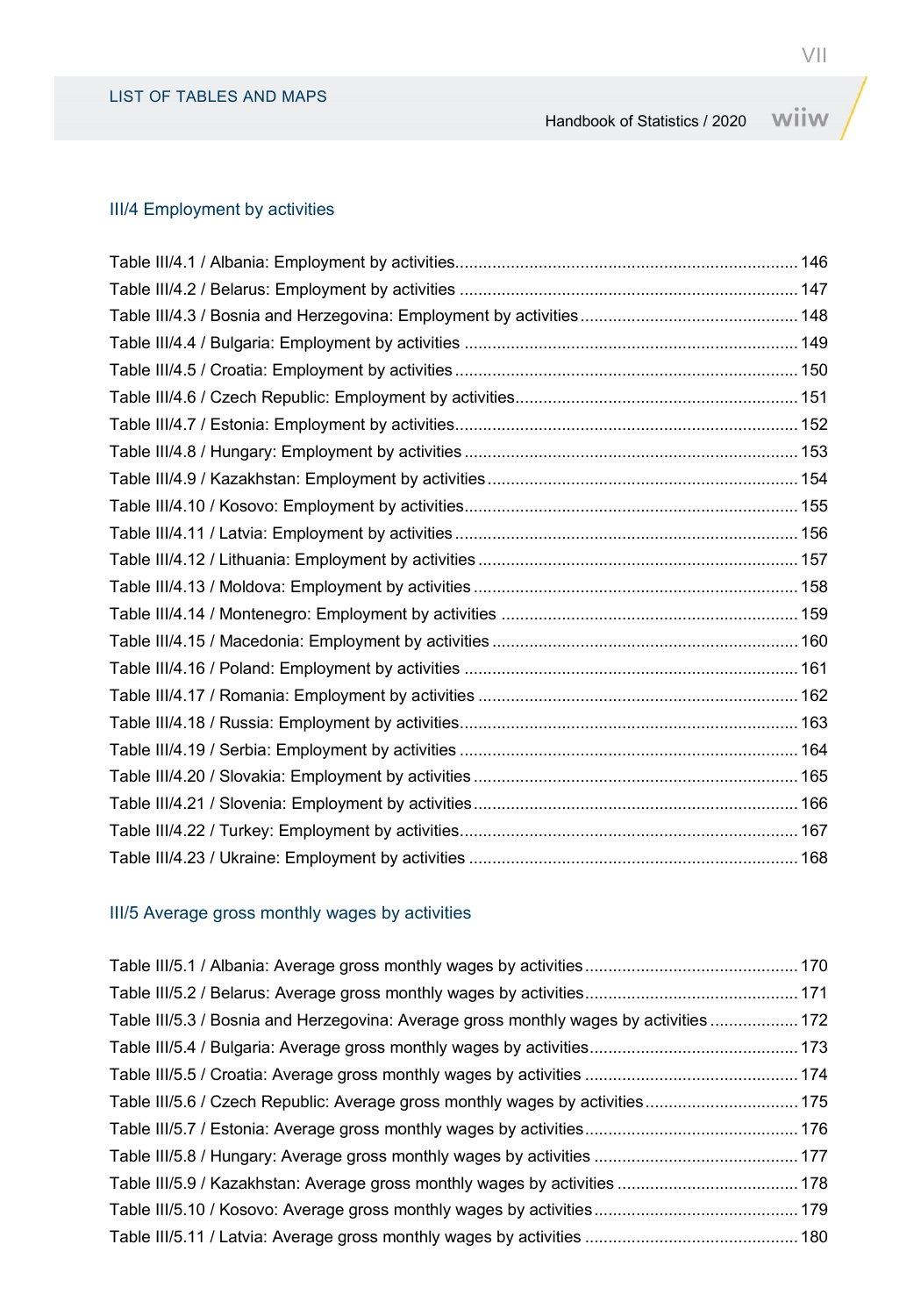## III/4 Employment by activities

Table III/4.1 / Albania: Employment by activities ........ 146
Table III/4.2 / Belarus: Employment by activities ........ 147
Table III/4.3 / Bosnia and Herzegovina: Employment by activities ........ 148
Table III/4.4 / Bulgaria: Employment by activities ........ 149
Table III/4.5 / Croatia: Employment by activities ........ 150
Table III/4.6 / Czech Republic: Employment by activities ........ 151
Table III/4.7 / Estonia: Employment by activities ........ 152
Table III/4.8 / Hungary: Employment by activities ........ 153
Table III/4.9 / Kazakhstan: Employment by activities ........ 154
Table III/4.10 / Kosovo: Employment by activities ........ 155
Table III/4.11 / Latvia: Employment by activities ........ 156
Table III/4.12 / Lithuania: Employment by activities ........ 157
Table III/4.13 / Moldova: Employment by activities ........ 158
Table III/4.14 / Montenegro: Employment by activities ........ 159
Table III/4.15 / Macedonia: Employment by activities ........ 160
Table III/4.16 / Poland: Employment by activities ........ 161
Table III/4.17 / Romania: Employment by activities ........ 162
Table III/4.18 / Russia: Employment by activities ........ 163
Table III/4.19 / Serbia: Employment by activities ........ 164
Table III/4.20 / Slovakia: Employment by activities ........ 165
Table III/4.21 / Slovenia: Employment by activities ........ 166
Table III/4.22 / Turkey: Employment by activities ........ 167
Table III/4.23 / Ukraine: Employment by activities ........ 168

## III/5 Average gross monthly wages by activities

Table III/5.1 / Albania: Average gross monthly wages by activities ........ 170
Table III/5.2 / Belarus: Average gross monthly wages by activities ........ 171
Table III/5.3 / Bosnia and Herzegovina: Average gross monthly wages by activities ........ 172
Table III/5.4 / Bulgaria: Average gross monthly wages by activities ........ 173
Table III/5.5 / Croatia: Average gross monthly wages by activities ........ 174
Table III/5.6 / Czech Republic: Average gross monthly wages by activities ........ 175
Table III/5.7 / Estonia: Average gross monthly wages by activities ........ 176
Table III/5.8 / Hungary: Average gross monthly wages by activities ........ 177
Table III/5.9 / Kazakhstan: Average gross monthly wages by activities ........ 178
Table III/5.10 / Kosovo: Average gross monthly wages by activities ........ 179
Table III/5.11 / Latvia: Average gross monthly wages by activities ........ 180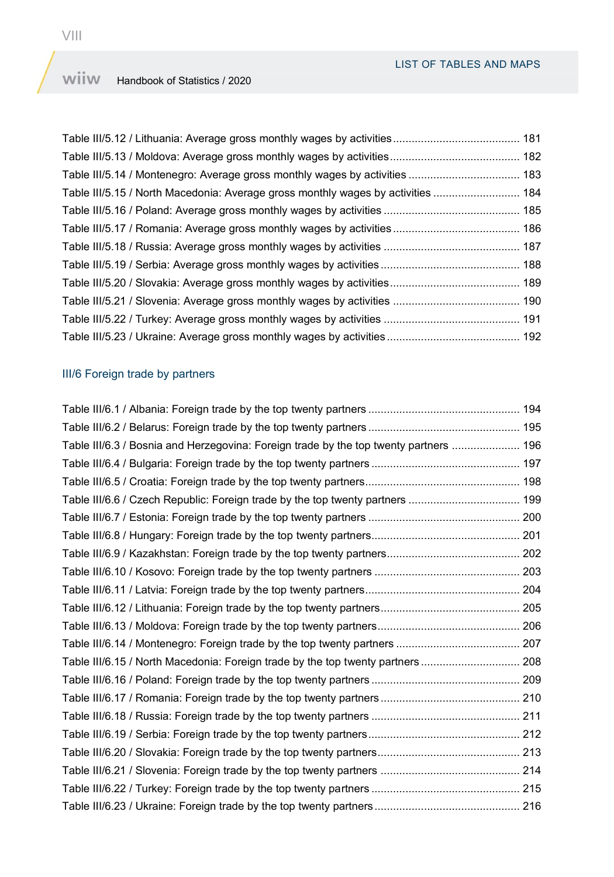Table III/5.12 / Lithuania: Average gross monthly wages by activities ........................................ 181
Table III/5.13 / Moldova: Average gross monthly wages by activities ........................................ 182
Table III/5.14 / Montenegro: Average gross monthly wages by activities ........................................ 183
Table III/5.15 / North Macedonia: Average gross monthly wages by activities ........................................ 184
Table III/5.16 / Poland: Average gross monthly wages by activities ........................................ 185
Table III/5.17 / Romania: Average gross monthly wages by activities ........................................ 186
Table III/5.18 / Russia: Average gross monthly wages by activities ........................................ 187
Table III/5.19 / Serbia: Average gross monthly wages by activities ........................................ 188
Table III/5.20 / Slovakia: Average gross monthly wages by activities ........................................ 189
Table III/5.21 / Slovenia: Average gross monthly wages by activities ........................................ 190
Table III/5.22 / Turkey: Average gross monthly wages by activities ........................................ 191
Table III/5.23 / Ukraine: Average gross monthly wages by activities ........................................ 192

## III/6 Foreign trade by partners

Table III/6.1 / Albania: Foreign trade by the top twenty partners ........................................ 194
Table III/6.2 / Belarus: Foreign trade by the top twenty partners ........................................ 195
Table III/6.3 / Bosnia and Herzegovina: Foreign trade by the top twenty partners ........................................ 196
Table III/6.4 / Bulgaria: Foreign trade by the top twenty partners ........................................ 197
Table III/6.5 / Croatia: Foreign trade by the top twenty partners ........................................ 198
Table III/6.6 / Czech Republic: Foreign trade by the top twenty partners ........................................ 199
Table III/6.7 / Estonia: Foreign trade by the top twenty partners ........................................ 200
Table III/6.8 / Hungary: Foreign trade by the top twenty partners ........................................ 201
Table III/6.9 / Kazakhstan: Foreign trade by the top twenty partners ........................................ 202
Table III/6.10 / Kosovo: Foreign trade by the top twenty partners ........................................ 203
Table III/6.11 / Latvia: Foreign trade by the top twenty partners ........................................ 204
Table III/6.12 / Lithuania: Foreign trade by the top twenty partners ........................................ 205
Table III/6.13 / Moldova: Foreign trade by the top twenty partners ........................................ 206
Table III/6.14 / Montenegro: Foreign trade by the top twenty partners ........................................ 207
Table III/6.15 / North Macedonia: Foreign trade by the top twenty partners ........................................ 208
Table III/6.16 / Poland: Foreign trade by the top twenty partners ........................................ 209
Table III/6.17 / Romania: Foreign trade by the top twenty partners ........................................ 210
Table III/6.18 / Russia: Foreign trade by the top twenty partners ........................................ 211
Table III/6.19 / Serbia: Foreign trade by the top twenty partners ........................................ 212
Table III/6.20 / Slovakia: Foreign trade by the top twenty partners ........................................ 213
Table III/6.21 / Slovenia: Foreign trade by the top twenty partners ........................................ 214
Table III/6.22 / Turkey: Foreign trade by the top twenty partners ........................................ 215
Table III/6.23 / Ukraine: Foreign trade by the top twenty partners ........................................ 216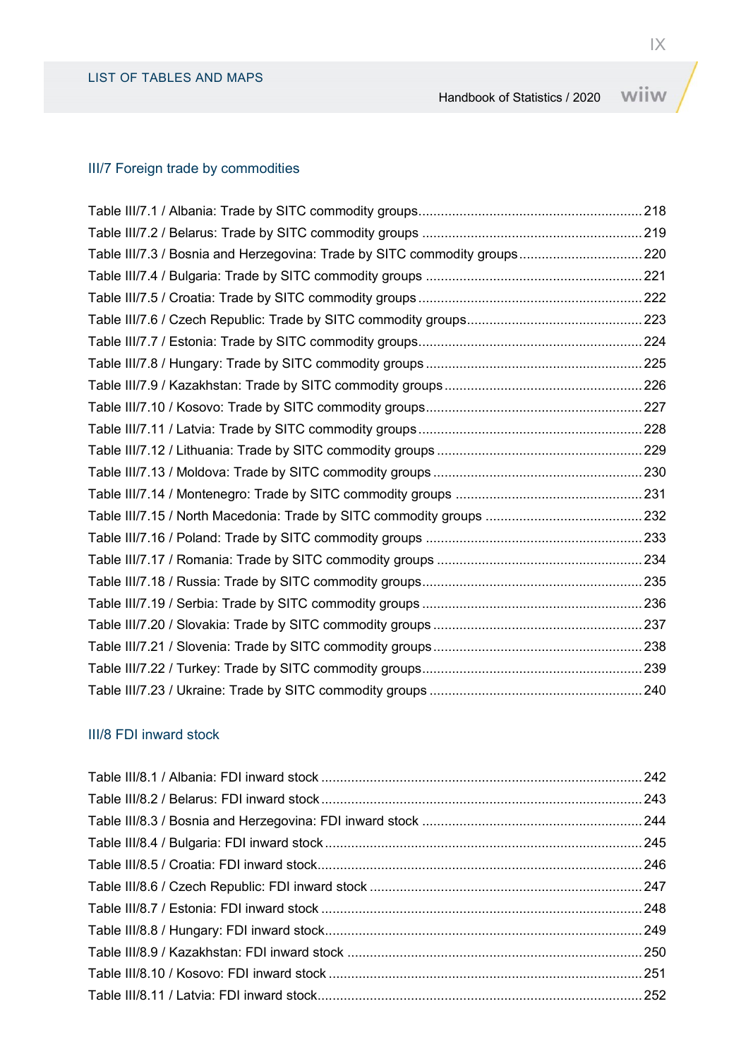## III/7 Foreign trade by commodities

Table III/7.1 / Albania: Trade by SITC commodity groups ........ 218
Table III/7.2 / Belarus: Trade by SITC commodity groups ........ 219
Table III/7.3 / Bosnia and Herzegovina: Trade by SITC commodity groups ........ 220
Table III/7.4 / Bulgaria: Trade by SITC commodity groups ........ 221
Table III/7.5 / Croatia: Trade by SITC commodity groups ........ 222
Table III/7.6 / Czech Republic: Trade by SITC commodity groups ........ 223
Table III/7.7 / Estonia: Trade by SITC commodity groups ........ 224
Table III/7.8 / Hungary: Trade by SITC commodity groups ........ 225
Table III/7.9 / Kazakhstan: Trade by SITC commodity groups ........ 226
Table III/7.10 / Kosovo: Trade by SITC commodity groups ........ 227
Table III/7.11 / Latvia: Trade by SITC commodity groups ........ 228
Table III/7.12 / Lithuania: Trade by SITC commodity groups ........ 229
Table III/7.13 / Moldova: Trade by SITC commodity groups ........ 230
Table III/7.14 / Montenegro: Trade by SITC commodity groups ........ 231
Table III/7.15 / North Macedonia: Trade by SITC commodity groups ........ 232
Table III/7.16 / Poland: Trade by SITC commodity groups ........ 233
Table III/7.17 / Romania: Trade by SITC commodity groups ........ 234
Table III/7.18 / Russia: Trade by SITC commodity groups ........ 235
Table III/7.19 / Serbia: Trade by SITC commodity groups ........ 236
Table III/7.20 / Slovakia: Trade by SITC commodity groups ........ 237
Table III/7.21 / Slovenia: Trade by SITC commodity groups ........ 238
Table III/7.22 / Turkey: Trade by SITC commodity groups ........ 239
Table III/7.23 / Ukraine: Trade by SITC commodity groups ........ 240

## III/8 FDI inward stock

Table III/8.1 / Albania: FDI inward stock ........ 242
Table III/8.2 / Belarus: FDI inward stock ........ 243
Table III/8.3 / Bosnia and Herzegovina: FDI inward stock ........ 244
Table III/8.4 / Bulgaria: FDI inward stock ........ 245
Table III/8.5 / Croatia: FDI inward stock ........ 246
Table III/8.6 / Czech Republic: FDI inward stock ........ 247
Table III/8.7 / Estonia: FDI inward stock ........ 248
Table III/8.8 / Hungary: FDI inward stock ........ 249
Table III/8.9 / Kazakhstan: FDI inward stock ........ 250
Table III/8.10 / Kosovo: FDI inward stock ........ 251
Table III/8.11 / Latvia: FDI inward stock ........ 252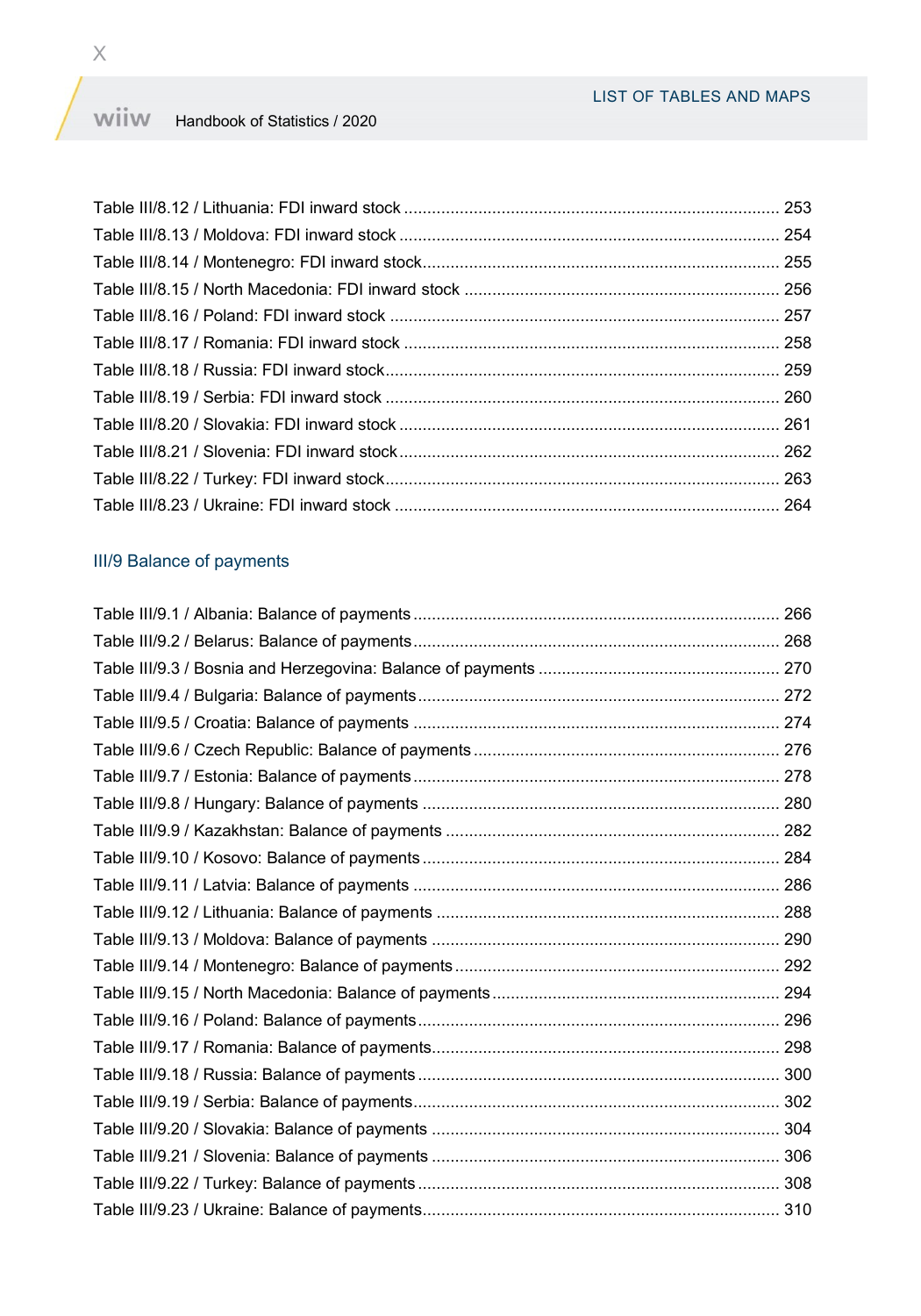Table III/8.12 / Lithuania: FDI inward stock ................................................................................ 253
Table III/8.13 / Moldova: FDI inward stock ................................................................................ 254
Table III/8.14 / Montenegro: FDI inward stock ................................................................................ 255
Table III/8.15 / North Macedonia: FDI inward stock ................................................................................ 256
Table III/8.16 / Poland: FDI inward stock ................................................................................ 257
Table III/8.17 / Romania: FDI inward stock ................................................................................ 258
Table III/8.18 / Russia: FDI inward stock ................................................................................ 259
Table III/8.19 / Serbia: FDI inward stock ................................................................................ 260
Table III/8.20 / Slovakia: FDI inward stock ................................................................................ 261
Table III/8.21 / Slovenia: FDI inward stock ................................................................................ 262
Table III/8.22 / Turkey: FDI inward stock ................................................................................ 263
Table III/8.23 / Ukraine: FDI inward stock ................................................................................ 264

## III/9 Balance of payments

Table III/9.1 / Albania: Balance of payments ................................................................................ 266
Table III/9.2 / Belarus: Balance of payments ................................................................................ 268
Table III/9.3 / Bosnia and Herzegovina: Balance of payments ................................................................................ 270
Table III/9.4 / Bulgaria: Balance of payments ................................................................................ 272
Table III/9.5 / Croatia: Balance of payments ................................................................................ 274
Table III/9.6 / Czech Republic: Balance of payments ................................................................................ 276
Table III/9.7 / Estonia: Balance of payments ................................................................................ 278
Table III/9.8 / Hungary: Balance of payments ................................................................................ 280
Table III/9.9 / Kazakhstan: Balance of payments ................................................................................ 282
Table III/9.10 / Kosovo: Balance of payments ................................................................................ 284
Table III/9.11 / Latvia: Balance of payments ................................................................................ 286
Table III/9.12 / Lithuania: Balance of payments ................................................................................ 288
Table III/9.13 / Moldova: Balance of payments ................................................................................ 290
Table III/9.14 / Montenegro: Balance of payments ................................................................................ 292
Table III/9.15 / North Macedonia: Balance of payments ................................................................................ 294
Table III/9.16 / Poland: Balance of payments ................................................................................ 296
Table III/9.17 / Romania: Balance of payments ................................................................................ 298
Table III/9.18 / Russia: Balance of payments ................................................................................ 300
Table III/9.19 / Serbia: Balance of payments ................................................................................ 302
Table III/9.20 / Slovakia: Balance of payments ................................................................................ 304
Table III/9.21 / Slovenia: Balance of payments ................................................................................ 306
Table III/9.22 / Turkey: Balance of payments ................................................................................ 308
Table III/9.23 / Ukraine: Balance of payments ................................................................................ 310